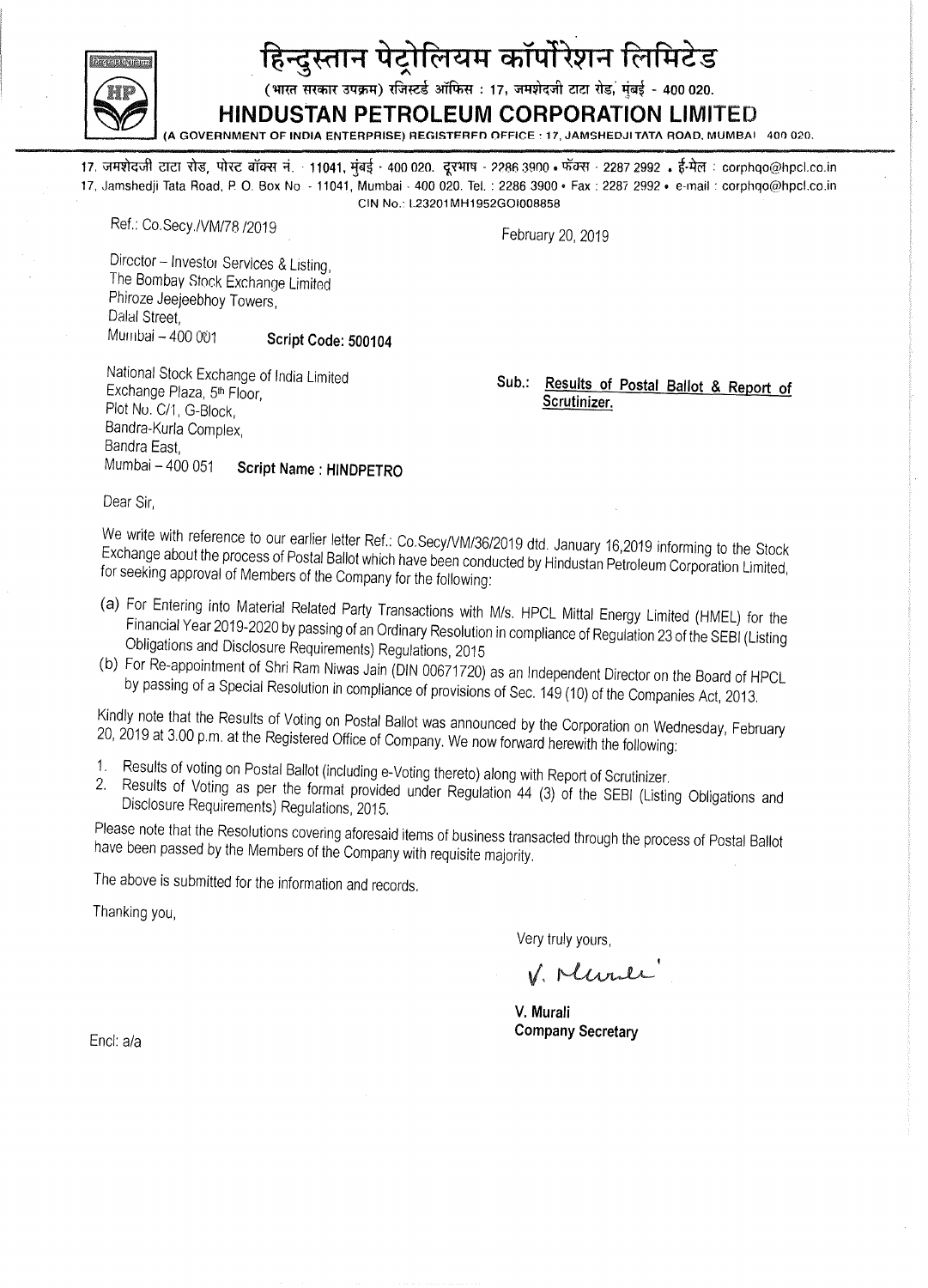# हिन्दुस्तान पेट्रोलियम कॉर्पोरेशन लिमिटेड

(भारत सरकार उपक्रम) रजिस्टर्ड ऑफिस : 17, जमशेदजी टाटा रोड, मुंबई - 400 020.

# HINDUSTAN PETROLEUM CORPORATION LIMITED

(A GOVERNMENT OF INDIA ENTERPRISE) REGISTERED OFFICE : 17, JAMSHEDJI TATA ROAD, MUMBAI 400 020.

17, जमशेदजी टाटा रोड, पोस्ट बॉक्स नं. - 11041, मुंबई - 400 020. दूरभाष - 2286 3900 • फॅक्स - 2287 2992 • ई-मेल : corphqo@hpcl.co.in
17, Jamshedji Tata Road, P. O. Box No - 11041, Mumbai - 400 020. Tel. : 2286 3900 • Fax : 2287 2992 • e-mail : corphqo@hpcl.co.in
CIN No.: L23201MH1952GOI008858

Ref.: Co.Secy./VM/78 /2019

February 20, 2019

Director – Investor Services & Listing,
The Bombay Stock Exchange Limited
Phiroze Jeejeebhoy Towers,
Dalal Street,
Mumbai – 400 001 **Script Code: 500104**

National Stock Exchange of India Limited
Exchange Plaza, 5th Floor,
Plot No. C/1, G-Block,
Bandra-Kurla Complex,
Bandra East,
Mumbai – 400 051 **Script Name : HINDPETRO**

**Sub.: Results of Postal Ballot & Report of Scrutinizer.**

Dear Sir,

We write with reference to our earlier letter Ref.: Co.Secy/VM/36/2019 dtd. January 16,2019 informing to the Stock Exchange about the process of Postal Ballot which have been conducted by Hindustan Petroleum Corporation Limited, for seeking approval of Members of the Company for the following:

(a) For Entering into Material Related Party Transactions with M/s. HPCL Mittal Energy Limited (HMEL) for the Financial Year 2019-2020 by passing of an Ordinary Resolution in compliance of Regulation 23 of the SEBI (Listing Obligations and Disclosure Requirements) Regulations, 2015

(b) For Re-appointment of Shri Ram Niwas Jain (DIN 00671720) as an Independent Director on the Board of HPCL by passing of a Special Resolution in compliance of provisions of Sec. 149 (10) of the Companies Act, 2013.

Kindly note that the Results of Voting on Postal Ballot was announced by the Corporation on Wednesday, February 20, 2019 at 3.00 p.m. at the Registered Office of Company. We now forward herewith the following:

1. Results of voting on Postal Ballot (including e-Voting thereto) along with Report of Scrutinizer.
2. Results of Voting as per the format provided under Regulation 44 (3) of the SEBI (Listing Obligations and Disclosure Requirements) Regulations, 2015.

Please note that the Resolutions covering aforesaid items of business transacted through the process of Postal Ballot have been passed by the Members of the Company with requisite majority.

The above is submitted for the information and records.

Thanking you,

Very truly yours,

V. Murali

**V. Murali**
**Company Secretary**

Encl: a/a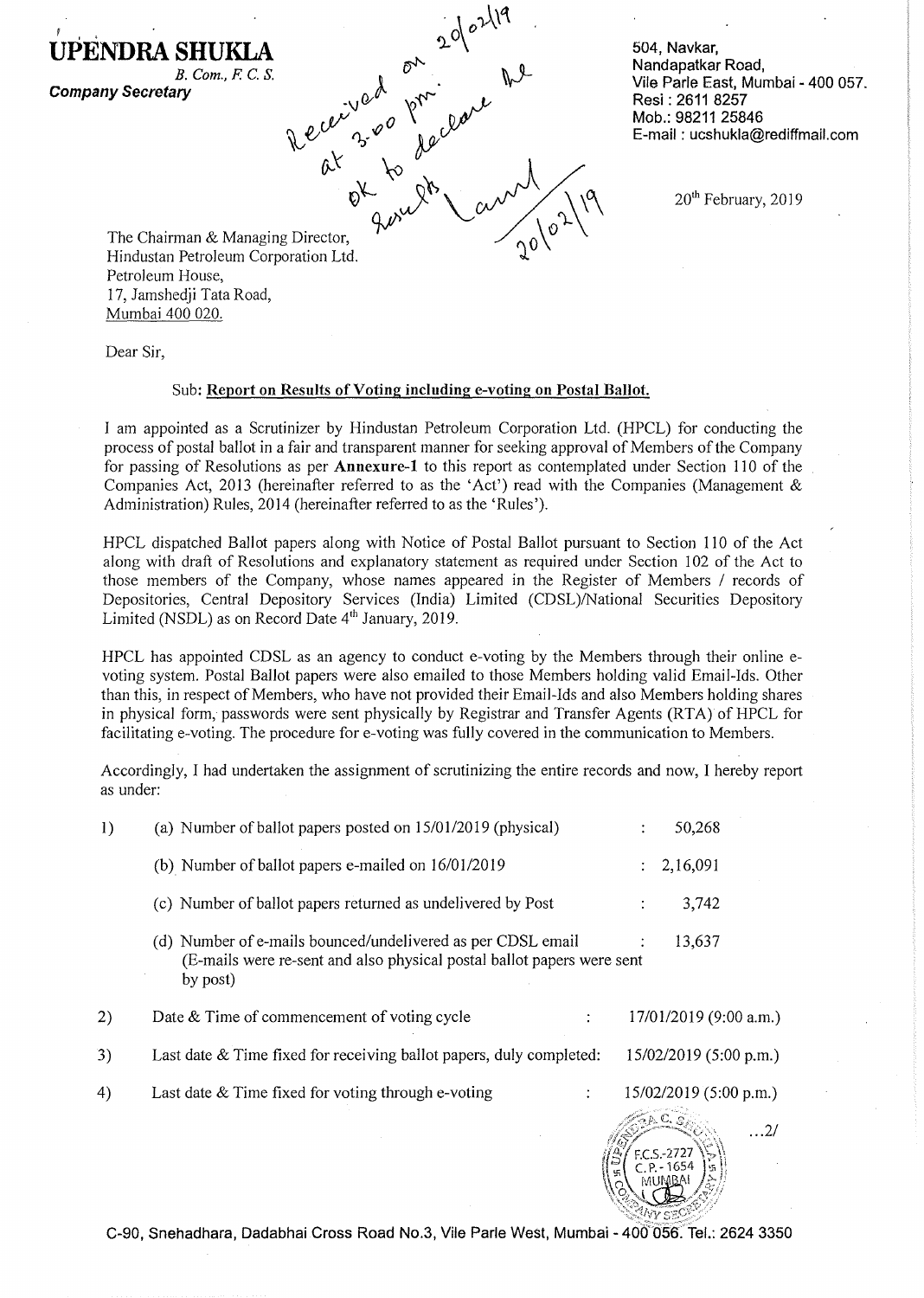# UPENDRA SHUKLA

*B. Com., F. C. S.*

***Company Secretary***

504, Navkar,
Nandapatkar Road,
Vile Parle East, Mumbai - 400 057.
Resi : 2611 8257
Mob.: 98211 25846
E-mail : ucshukla@rediffmail.com

Received on 20/02/19 at 3.00 pm. We ok to declare Results [signature] 20/02/19

20th February, 2019

The Chairman & Managing Director,
Hindustan Petroleum Corporation Ltd.
Petroleum House,
17, Jamshedji Tata Road,
Mumbai 400 020.

Dear Sir,

Sub: **Report on Results of Voting including e-voting on Postal Ballot.**

I am appointed as a Scrutinizer by Hindustan Petroleum Corporation Ltd. (HPCL) for conducting the process of postal ballot in a fair and transparent manner for seeking approval of Members of the Company for passing of Resolutions as per **Annexure-1** to this report as contemplated under Section 110 of the Companies Act, 2013 (hereinafter referred to as the 'Act') read with the Companies (Management & Administration) Rules, 2014 (hereinafter referred to as the 'Rules').

HPCL dispatched Ballot papers along with Notice of Postal Ballot pursuant to Section 110 of the Act along with draft of Resolutions and explanatory statement as required under Section 102 of the Act to those members of the Company, whose names appeared in the Register of Members / records of Depositories, Central Depository Services (India) Limited (CDSL)/National Securities Depository Limited (NSDL) as on Record Date 4th January, 2019.

HPCL has appointed CDSL as an agency to conduct e-voting by the Members through their online e-voting system. Postal Ballot papers were also emailed to those Members holding valid Email-Ids. Other than this, in respect of Members, who have not provided their Email-Ids and also Members holding shares in physical form, passwords were sent physically by Registrar and Transfer Agents (RTA) of HPCL for facilitating e-voting. The procedure for e-voting was fully covered in the communication to Members.

Accordingly, I had undertaken the assignment of scrutinizing the entire records and now, I hereby report as under:

1) (a) Number of ballot papers posted on 15/01/2019 (physical) : 50,268

   (b) Number of ballot papers e-mailed on 16/01/2019 : 2,16,091

   (c) Number of ballot papers returned as undelivered by Post : 3,742

   (d) Number of e-mails bounced/undelivered as per CDSL email : 13,637
   (E-mails were re-sent and also physical postal ballot papers were sent by post)

2) Date & Time of commencement of voting cycle : 17/01/2019 (9:00 a.m.)

3) Last date & Time fixed for receiving ballot papers, duly completed: 15/02/2019 (5:00 p.m.)

4) Last date & Time fixed for voting through e-voting : 15/02/2019 (5:00 p.m.)

...2/

C-90, Snehadhara, Dadabhai Cross Road No.3, Vile Parle West, Mumbai - 400 056. Tel.: 2624 3350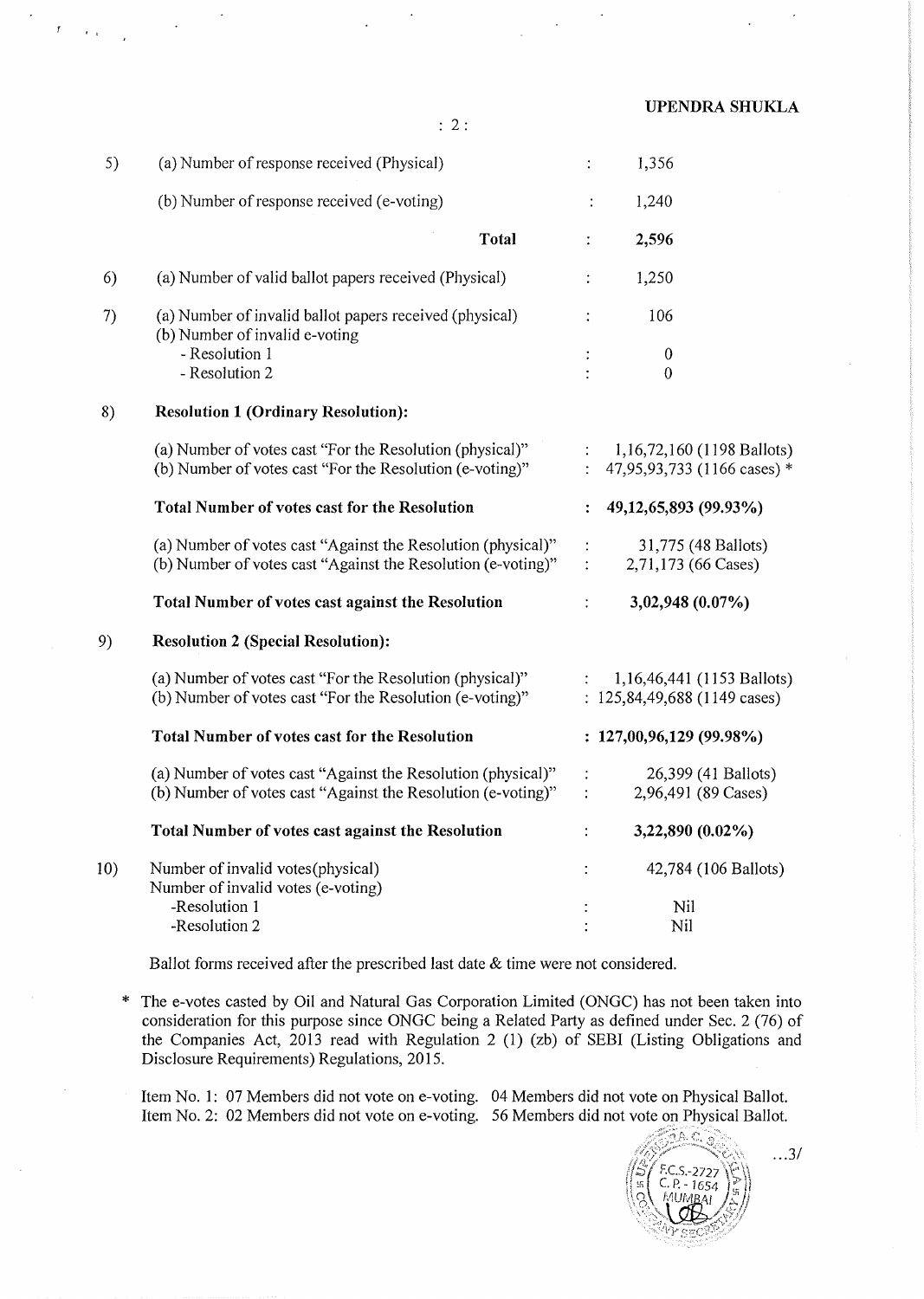| | | | |
|---|---|---|---|
| 5) | (a) Number of response received (Physical) | : | 1,356 |
| | (b) Number of response received (e-voting) | : | 1,240 |
| | **Total** | : | **2,596** |
| 6) | (a) Number of valid ballot papers received (Physical) | : | 1,250 |
| 7) | (a) Number of invalid ballot papers received (physical) | : | 106 |
| | (b) Number of invalid e-voting | | |
| | - Resolution 1 | : | 0 |
| | - Resolution 2 | : | 0 |
| 8) | **Resolution 1 (Ordinary Resolution):** | | |
| | (a) Number of votes cast "For the Resolution (physical)" | : | 1,16,72,160 (1198 Ballots) |
| | (b) Number of votes cast "For the Resolution (e-voting)" | : | 47,95,93,733 (1166 cases) * |
| | **Total Number of votes cast for the Resolution** | : | **49,12,65,893 (99.93%)** |
| | (a) Number of votes cast "Against the Resolution (physical)" | : | 31,775 (48 Ballots) |
| | (b) Number of votes cast "Against the Resolution (e-voting)" | : | 2,71,173 (66 Cases) |
| | **Total Number of votes cast against the Resolution** | : | **3,02,948 (0.07%)** |
| 9) | **Resolution 2 (Special Resolution):** | | |
| | (a) Number of votes cast "For the Resolution (physical)" | : | 1,16,46,441 (1153 Ballots) |
| | (b) Number of votes cast "For the Resolution (e-voting)" | : | 125,84,49,688 (1149 cases) |
| | **Total Number of votes cast for the Resolution** | : | **127,00,96,129 (99.98%)** |
| | (a) Number of votes cast "Against the Resolution (physical)" | : | 26,399 (41 Ballots) |
| | (b) Number of votes cast "Against the Resolution (e-voting)" | : | 2,96,491 (89 Cases) |
| | **Total Number of votes cast against the Resolution** | : | **3,22,890 (0.02%)** |
| 10) | Number of invalid votes(physical) | : | 42,784 (106 Ballots) |
| | Number of invalid votes (e-voting) | | |
| | -Resolution 1 | : | Nil |
| | -Resolution 2 | : | Nil |

Ballot forms received after the prescribed last date & time were not considered.

\* The e-votes casted by Oil and Natural Gas Corporation Limited (ONGC) has not been taken into consideration for this purpose since ONGC being a Related Party as defined under Sec. 2 (76) of the Companies Act, 2013 read with Regulation 2 (1) (zb) of SEBI (Listing Obligations and Disclosure Requirements) Regulations, 2015.

Item No. 1: 07 Members did not vote on e-voting. 04 Members did not vote on Physical Ballot.
Item No. 2: 02 Members did not vote on e-voting. 56 Members did not vote on Physical Ballot.

...3/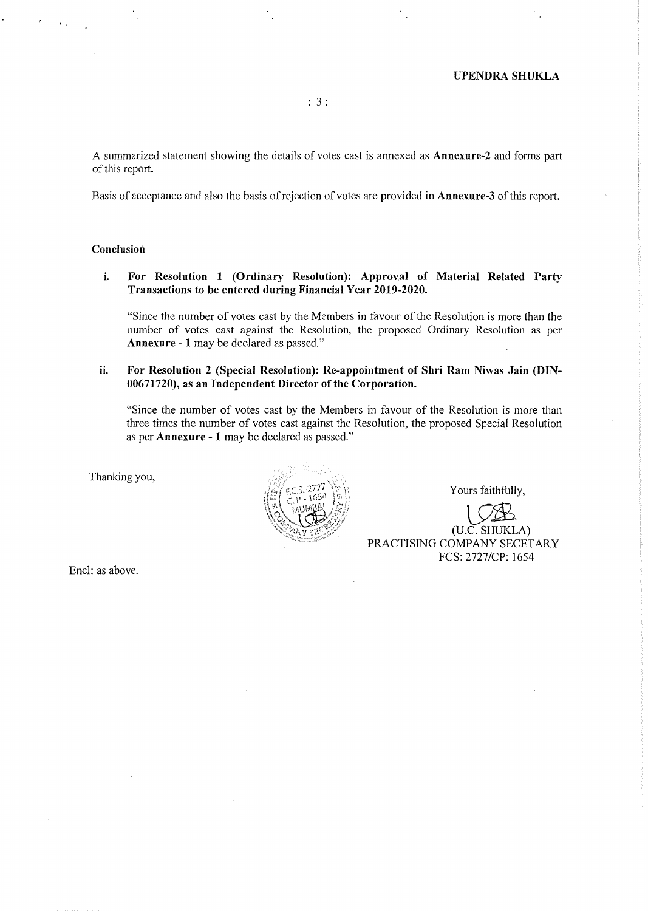A summarized statement showing the details of votes cast is annexed as **Annexure-2** and forms part of this report.

Basis of acceptance and also the basis of rejection of votes are provided in **Annexure-3** of this report.

**Conclusion –**

i. **For Resolution 1 (Ordinary Resolution): Approval of Material Related Party Transactions to be entered during Financial Year 2019-2020.**

"Since the number of votes cast by the Members in favour of the Resolution is more than the number of votes cast against the Resolution, the proposed Ordinary Resolution as per **Annexure - 1** may be declared as passed."

ii. **For Resolution 2 (Special Resolution): Re-appointment of Shri Ram Niwas Jain (DIN-00671720), as an Independent Director of the Corporation.**

"Since the number of votes cast by the Members in favour of the Resolution is more than three times the number of votes cast against the Resolution, the proposed Special Resolution as per **Annexure - 1** may be declared as passed."

Thanking you,

Yours faithfully,

(U.C. SHUKLA)
PRACTISING COMPANY SECETARY
FCS: 2727/CP: 1654

Encl: as above.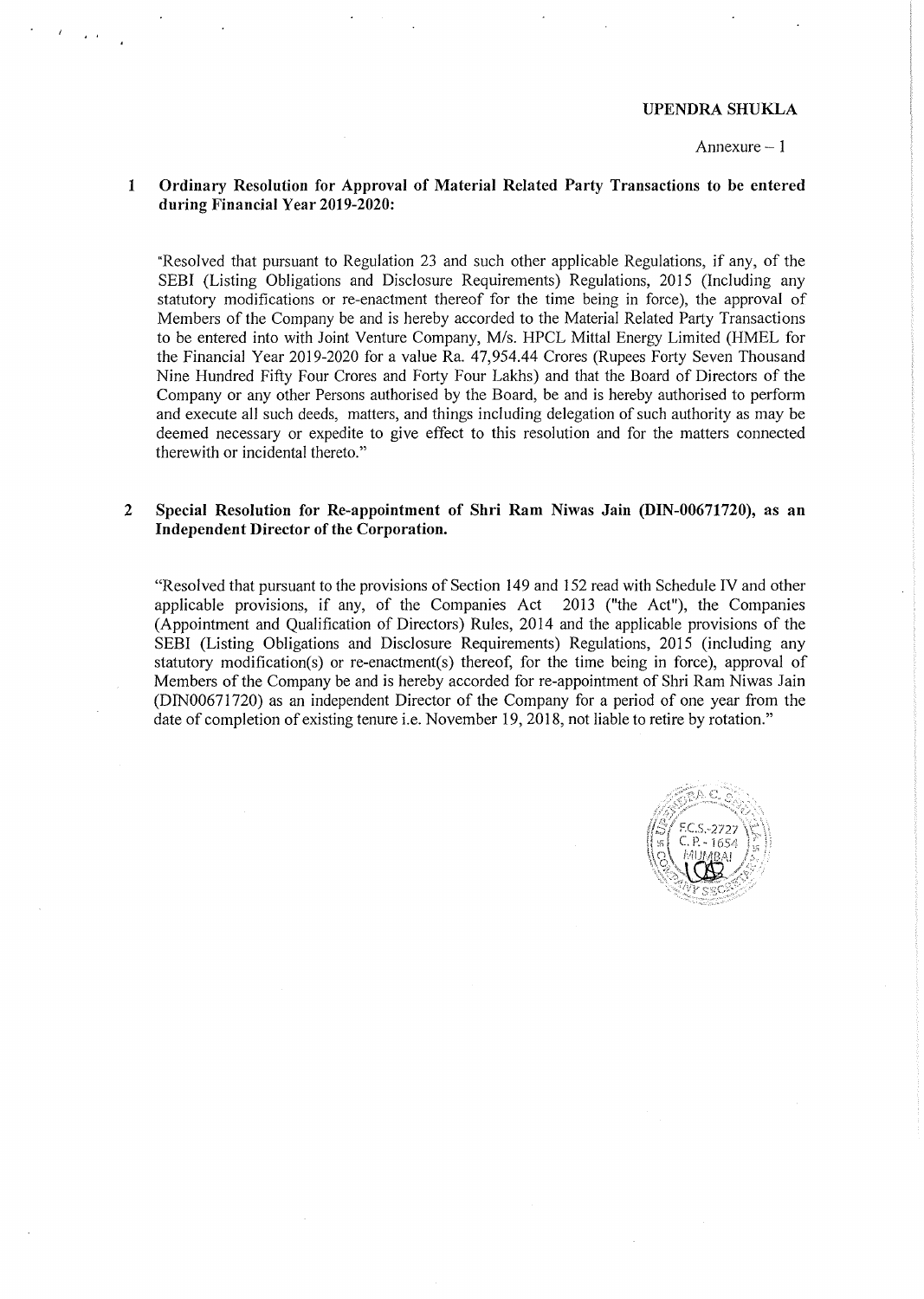**UPENDRA SHUKLA**

Annexure – 1

## 1 Ordinary Resolution for Approval of Material Related Party Transactions to be entered during Financial Year 2019-2020:

"Resolved that pursuant to Regulation 23 and such other applicable Regulations, if any, of the SEBI (Listing Obligations and Disclosure Requirements) Regulations, 2015 (Including any statutory modifications or re-enactment thereof for the time being in force), the approval of Members of the Company be and is hereby accorded to the Material Related Party Transactions to be entered into with Joint Venture Company, M/s. HPCL Mittal Energy Limited (HMEL for the Financial Year 2019-2020 for a value Ra. 47,954.44 Crores (Rupees Forty Seven Thousand Nine Hundred Fifty Four Crores and Forty Four Lakhs) and that the Board of Directors of the Company or any other Persons authorised by the Board, be and is hereby authorised to perform and execute all such deeds, matters, and things including delegation of such authority as may be deemed necessary or expedite to give effect to this resolution and for the matters connected therewith or incidental thereto."

## 2 Special Resolution for Re-appointment of Shri Ram Niwas Jain (DIN-00671720), as an Independent Director of the Corporation.

"Resolved that pursuant to the provisions of Section 149 and 152 read with Schedule IV and other applicable provisions, if any, of the Companies Act 2013 ("the Act"), the Companies (Appointment and Qualification of Directors) Rules, 2014 and the applicable provisions of the SEBI (Listing Obligations and Disclosure Requirements) Regulations, 2015 (including any statutory modification(s) or re-enactment(s) thereof, for the time being in force), approval of Members of the Company be and is hereby accorded for re-appointment of Shri Ram Niwas Jain (DIN00671720) as an independent Director of the Company for a period of one year from the date of completion of existing tenure i.e. November 19, 2018, not liable to retire by rotation."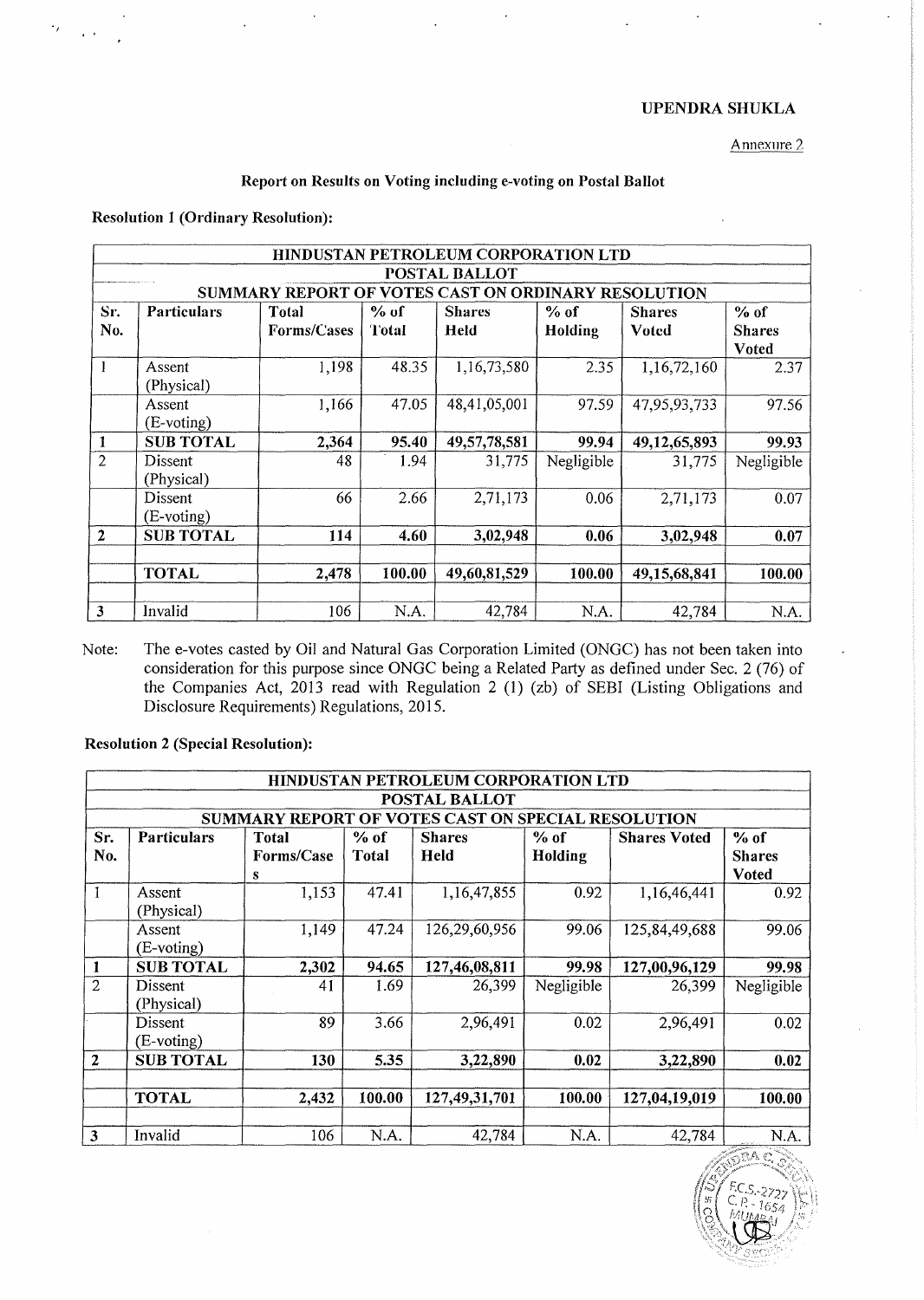**UPENDRA SHUKLA**

Annexure 2

**Report on Results on Voting including e-voting on Postal Ballot**

**Resolution 1 (Ordinary Resolution):**

| HINDUSTAN PETROLEUM CORPORATION LTD | | | | | | | |
|---|---|---|---|---|---|---|---|
| **POSTAL BALLOT** | | | | | | | |
| **SUMMARY REPORT OF VOTES CAST ON ORDINARY RESOLUTION** | | | | | | | |
| **Sr. No.** | **Particulars** | **Total Forms/Cases** | **% of Total** | **Shares Held** | **% of Holding** | **Shares Voted** | **% of Shares Voted** |
| 1 | Assent (Physical) | 1,198 | 48.35 | 1,16,73,580 | 2.35 | 1,16,72,160 | 2.37 |
| | Assent (E-voting) | 1,166 | 47.05 | 48,41,05,001 | 97.59 | 47,95,93,733 | 97.56 |
| **1** | **SUB TOTAL** | **2,364** | **95.40** | **49,57,78,581** | **99.94** | **49,12,65,893** | **99.93** |
| 2 | Dissent (Physical) | 48 | 1.94 | 31,775 | Negligible | 31,775 | Negligible |
| | Dissent (E-voting) | 66 | 2.66 | 2,71,173 | 0.06 | 2,71,173 | 0.07 |
| **2** | **SUB TOTAL** | **114** | **4.60** | **3,02,948** | **0.06** | **3,02,948** | **0.07** |
| | **TOTAL** | **2,478** | **100.00** | **49,60,81,529** | **100.00** | **49,15,68,841** | **100.00** |
| 3 | Invalid | 106 | N.A. | 42,784 | N.A. | 42,784 | N.A. |

Note: The e-votes casted by Oil and Natural Gas Corporation Limited (ONGC) has not been taken into consideration for this purpose since ONGC being a Related Party as defined under Sec. 2 (76) of the Companies Act, 2013 read with Regulation 2 (1) (zb) of SEBI (Listing Obligations and Disclosure Requirements) Regulations, 2015.

**Resolution 2 (Special Resolution):**

| HINDUSTAN PETROLEUM CORPORATION LTD | | | | | | | |
|---|---|---|---|---|---|---|---|
| **POSTAL BALLOT** | | | | | | | |
| **SUMMARY REPORT OF VOTES CAST ON SPECIAL RESOLUTION** | | | | | | | |
| **Sr. No.** | **Particulars** | **Total Forms/Cases** | **% of Total** | **Shares Held** | **% of Holding** | **Shares Voted** | **% of Shares Voted** |
| 1 | Assent (Physical) | 1,153 | 47.41 | 1,16,47,855 | 0.92 | 1,16,46,441 | 0.92 |
| | Assent (E-voting) | 1,149 | 47.24 | 126,29,60,956 | 99.06 | 125,84,49,688 | 99.06 |
| **1** | **SUB TOTAL** | **2,302** | **94.65** | **127,46,08,811** | **99.98** | **127,00,96,129** | **99.98** |
| 2 | Dissent (Physical) | 41 | 1.69 | 26,399 | Negligible | 26,399 | Negligible |
| | Dissent (E-voting) | 89 | 3.66 | 2,96,491 | 0.02 | 2,96,491 | 0.02 |
| **2** | **SUB TOTAL** | **130** | **5.35** | **3,22,890** | **0.02** | **3,22,890** | **0.02** |
| | **TOTAL** | **2,432** | **100.00** | **127,49,31,701** | **100.00** | **127,04,19,019** | **100.00** |
| 3 | Invalid | 106 | N.A. | 42,784 | N.A. | 42,784 | N.A. |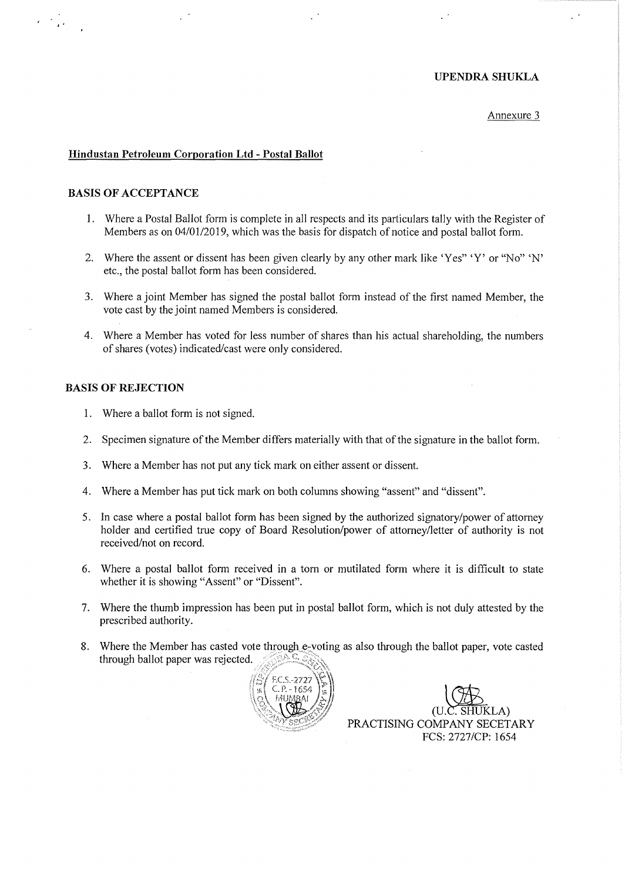**UPENDRA SHUKLA**

Annexure 3

**Hindustan Petroleum Corporation Ltd - Postal Ballot**

**BASIS OF ACCEPTANCE**

1. Where a Postal Ballot form is complete in all respects and its particulars tally with the Register of Members as on 04/01/2019, which was the basis for dispatch of notice and postal ballot form.

2. Where the assent or dissent has been given clearly by any other mark like 'Yes" 'Y' or "No" 'N' etc., the postal ballot form has been considered.

3. Where a joint Member has signed the postal ballot form instead of the first named Member, the vote cast by the joint named Members is considered.

4. Where a Member has voted for less number of shares than his actual shareholding, the numbers of shares (votes) indicated/cast were only considered.

**BASIS OF REJECTION**

1. Where a ballot form is not signed.

2. Specimen signature of the Member differs materially with that of the signature in the ballot form.

3. Where a Member has not put any tick mark on either assent or dissent.

4. Where a Member has put tick mark on both columns showing "assent" and "dissent".

5. In case where a postal ballot form has been signed by the authorized signatory/power of attorney holder and certified true copy of Board Resolution/power of attorney/letter of authority is not received/not on record.

6. Where a postal ballot form received in a torn or mutilated form where it is difficult to state whether it is showing "Assent" or "Dissent".

7. Where the thumb impression has been put in postal ballot form, which is not duly attested by the prescribed authority.

8. Where the Member has casted vote through e-voting as also through the ballot paper, vote casted through ballot paper was rejected.

(U.C. SHUKLA)
PRACTISING COMPANY SECETARY
FCS: 2727/CP: 1654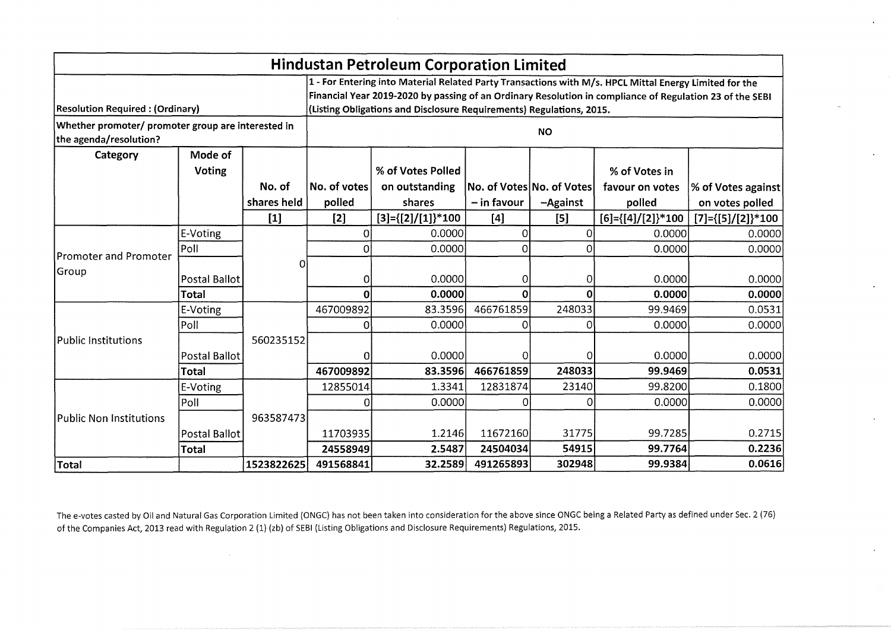# Hindustan Petroleum Corporation Limited

| Resolution Required : (Ordinary) | | | 1 - For Entering into Material Related Party Transactions with M/s. HPCL Mittal Energy Limited for the Financial Year 2019-2020 by passing of an Ordinary Resolution in compliance of Regulation 23 of the SEBI (Listing Obligations and Disclosure Requirements) Regulations, 2015. | | | | | |
|---|---|---|---|---|---|---|---|---|
| Whether promoter/ promoter group are interested in the agenda/resolution? | | | NO | | | | | |
| Category | Mode of Voting | No. of shares held | No. of votes polled | % of Votes Polled on outstanding shares | No. of Votes – in favour | No. of Votes –Against | % of Votes in favour on votes polled | % of Votes against on votes polled |
| | | [1] | [2] | [3]={[2]/[1]}*100 | [4] | [5] | [6]={[4]/[2]}*100 | [7]={[5]/[2]}*100 |
| Promoter and Promoter Group | E-Voting | 0 | 0 | 0.0000 | 0 | 0 | 0.0000 | 0.0000 |
| | Poll | | 0 | 0.0000 | 0 | 0 | 0.0000 | 0.0000 |
| | Postal Ballot | | 0 | 0.0000 | 0 | 0 | 0.0000 | 0.0000 |
| | **Total** | | **0** | **0.0000** | **0** | **0** | **0.0000** | **0.0000** |
| Public Institutions | E-Voting | 560235152 | 467009892 | 83.3596 | 466761859 | 248033 | 99.9469 | 0.0531 |
| | Poll | | 0 | 0.0000 | 0 | 0 | 0.0000 | 0.0000 |
| | Postal Ballot | | 0 | 0.0000 | 0 | 0 | 0.0000 | 0.0000 |
| | **Total** | | **467009892** | **83.3596** | **466761859** | **248033** | **99.9469** | **0.0531** |
| Public Non Institutions | E-Voting | 963587473 | 12855014 | 1.3341 | 12831874 | 23140 | 99.8200 | 0.1800 |
| | Poll | | 0 | 0.0000 | 0 | 0 | 0.0000 | 0.0000 |
| | Postal Ballot | | 11703935 | 1.2146 | 11672160 | 31775 | 99.7285 | 0.2715 |
| | **Total** | | **24558949** | **2.5487** | **24504034** | **54915** | **99.7764** | **0.2236** |
| **Total** | | **1523822625** | **491568841** | **32.2589** | **491265893** | **302948** | **99.9384** | **0.0616** |

The e-votes casted by Oil and Natural Gas Corporation Limited (ONGC) has not been taken into consideration for the above since ONGC being a Related Party as defined under Sec. 2 (76) of the Companies Act, 2013 read with Regulation 2 (1) (zb) of SEBI (Listing Obligations and Disclosure Requirements) Regulations, 2015.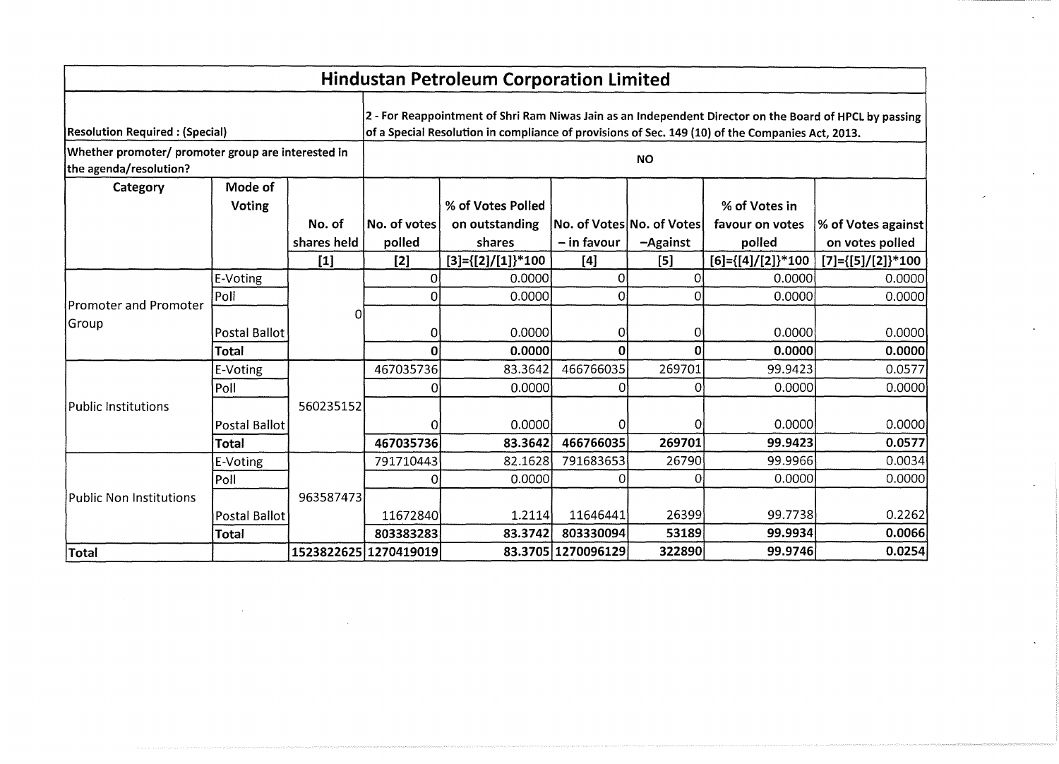# Hindustan Petroleum Corporation Limited

| Resolution Required : (Special) | 2 - For Reappointment of Shri Ram Niwas Jain as an Independent Director on the Board of HPCL by passing of a Special Resolution in compliance of provisions of Sec. 149 (10) of the Companies Act, 2013. |
|---|---|
| Whether promoter/ promoter group are interested in the agenda/resolution? | NO |

| Category | Mode of Voting | No. of shares held | No. of votes polled | % of Votes Polled on outstanding shares | No. of Votes – in favour | No. of Votes –Against | % of Votes in favour on votes polled | % of Votes against on votes polled |
|---|---|---|---|---|---|---|---|---|
| | | [1] | [2] | [3]={[2]/[1]}*100 | [4] | [5] | [6]={[4]/[2]}*100 | [7]={[5]/[2]}*100 |
| Promoter and Promoter Group | E-Voting | 0 | 0 | 0.0000 | 0 | 0 | 0.0000 | 0.0000 |
| | Poll | | 0 | 0.0000 | 0 | 0 | 0.0000 | 0.0000 |
| | Postal Ballot | | 0 | 0.0000 | 0 | 0 | 0.0000 | 0.0000 |
| | **Total** | | **0** | **0.0000** | **0** | **0** | **0.0000** | **0.0000** |
| Public Institutions | E-Voting | 560235152 | 467035736 | 83.3642 | 466766035 | 269701 | 99.9423 | 0.0577 |
| | Poll | | 0 | 0.0000 | 0 | 0 | 0.0000 | 0.0000 |
| | Postal Ballot | | 0 | 0.0000 | 0 | 0 | 0.0000 | 0.0000 |
| | **Total** | | **467035736** | **83.3642** | **466766035** | **269701** | **99.9423** | **0.0577** |
| Public Non Institutions | E-Voting | 963587473 | 791710443 | 82.1628 | 791683653 | 26790 | 99.9966 | 0.0034 |
| | Poll | | 0 | 0.0000 | 0 | 0 | 0.0000 | 0.0000 |
| | Postal Ballot | | 11672840 | 1.2114 | 11646441 | 26399 | 99.7738 | 0.2262 |
| | **Total** | | **803383283** | **83.3742** | **803330094** | **53189** | **99.9934** | **0.0066** |
| **Total** | | **1523822625** | **1270419019** | **83.3705** | **1270096129** | **322890** | **99.9746** | **0.0254** |